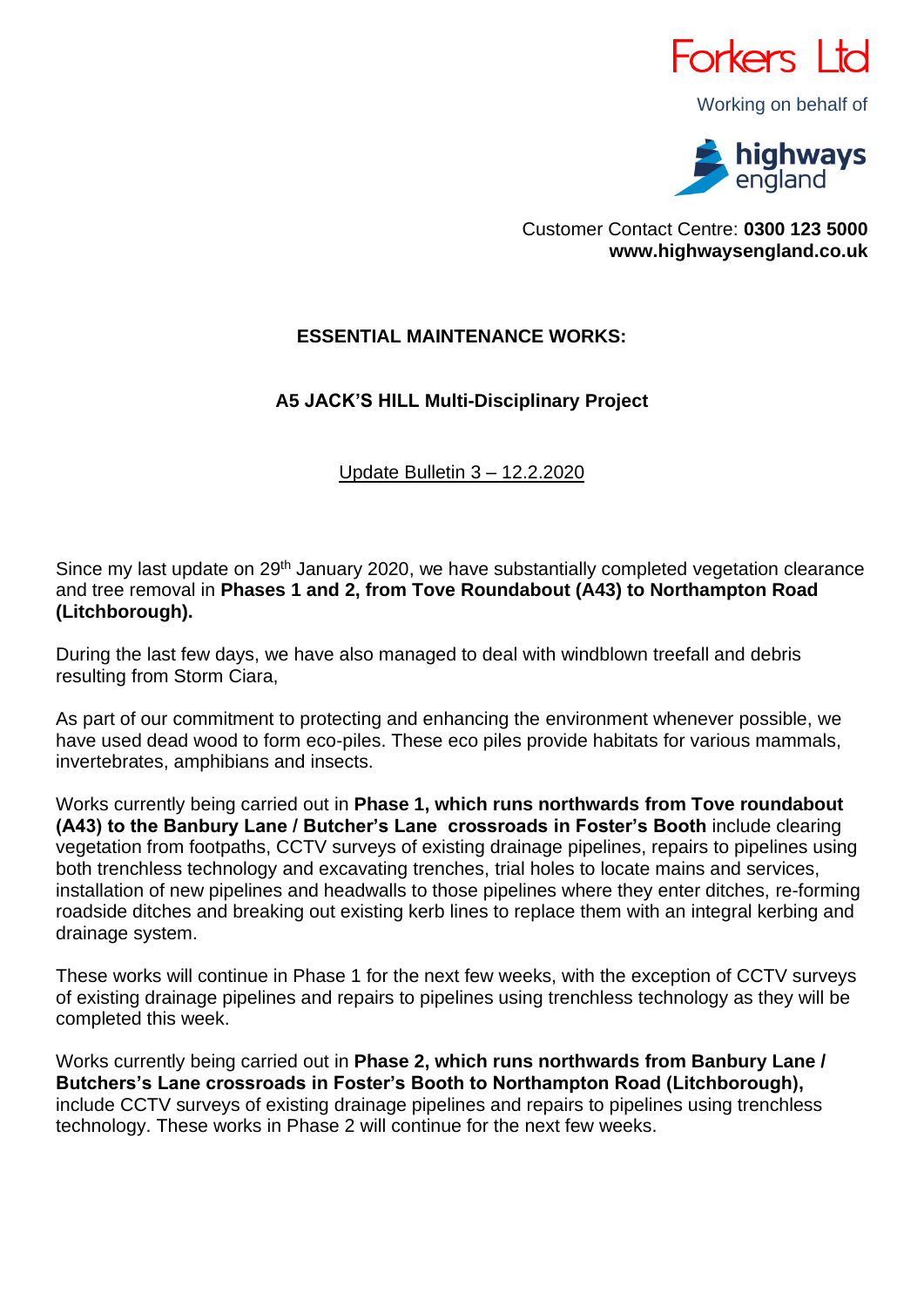Forkers Ltd

Working on behalf of

highways england

Customer Contact Centre: **0300 123 5000**
**www.highwaysengland.co.uk**

**ESSENTIAL MAINTENANCE WORKS:**

**A5 JACK'S HILL Multi-Disciplinary Project**

Update Bulletin 3 – 12.2.2020

Since my last update on 29th January 2020, we have substantially completed vegetation clearance and tree removal in **Phases 1 and 2, from Tove Roundabout (A43) to Northampton Road (Litchborough).**

During the last few days, we have also managed to deal with windblown treefall and debris resulting from Storm Ciara,

As part of our commitment to protecting and enhancing the environment whenever possible, we have used dead wood to form eco-piles. These eco piles provide habitats for various mammals, invertebrates, amphibians and insects.

Works currently being carried out in **Phase 1, which runs northwards from Tove roundabout (A43) to the Banbury Lane / Butcher's Lane crossroads in Foster's Booth** include clearing vegetation from footpaths, CCTV surveys of existing drainage pipelines, repairs to pipelines using both trenchless technology and excavating trenches, trial holes to locate mains and services, installation of new pipelines and headwalls to those pipelines where they enter ditches, re-forming roadside ditches and breaking out existing kerb lines to replace them with an integral kerbing and drainage system.

These works will continue in Phase 1 for the next few weeks, with the exception of CCTV surveys of existing drainage pipelines and repairs to pipelines using trenchless technology as they will be completed this week.

Works currently being carried out in **Phase 2, which runs northwards from Banbury Lane / Butchers's Lane crossroads in Foster's Booth to Northampton Road (Litchborough),** include CCTV surveys of existing drainage pipelines and repairs to pipelines using trenchless technology. These works in Phase 2 will continue for the next few weeks.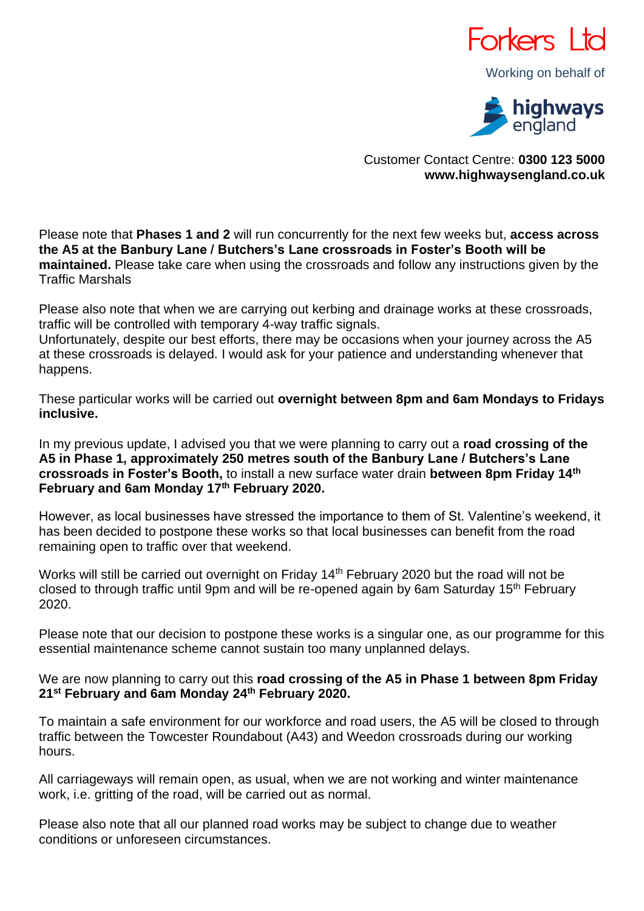Forkers Ltd

Working on behalf of

highways england

Customer Contact Centre: **0300 123 5000**
**www.highwaysengland.co.uk**

Please note that **Phases 1 and 2** will run concurrently for the next few weeks but, **access across the A5 at the Banbury Lane / Butchers's Lane crossroads in Foster's Booth will be maintained.** Please take care when using the crossroads and follow any instructions given by the Traffic Marshals

Please also note that when we are carrying out kerbing and drainage works at these crossroads, traffic will be controlled with temporary 4-way traffic signals.
Unfortunately, despite our best efforts, there may be occasions when your journey across the A5 at these crossroads is delayed. I would ask for your patience and understanding whenever that happens.

These particular works will be carried out **overnight between 8pm and 6am Mondays to Fridays inclusive.**

In my previous update, I advised you that we were planning to carry out a **road crossing of the A5 in Phase 1, approximately 250 metres south of the Banbury Lane / Butchers's Lane crossroads in Foster's Booth,** to install a new surface water drain **between 8pm Friday 14th February and 6am Monday 17th February 2020.**

However, as local businesses have stressed the importance to them of St. Valentine's weekend, it has been decided to postpone these works so that local businesses can benefit from the road remaining open to traffic over that weekend.

Works will still be carried out overnight on Friday 14th February 2020 but the road will not be closed to through traffic until 9pm and will be re-opened again by 6am Saturday 15th February 2020.

Please note that our decision to postpone these works is a singular one, as our programme for this essential maintenance scheme cannot sustain too many unplanned delays.

We are now planning to carry out this **road crossing of the A5 in Phase 1 between 8pm Friday 21st February and 6am Monday 24th February 2020.**

To maintain a safe environment for our workforce and road users, the A5 will be closed to through traffic between the Towcester Roundabout (A43) and Weedon crossroads during our working hours.

All carriageways will remain open, as usual, when we are not working and winter maintenance work, i.e. gritting of the road, will be carried out as normal.

Please also note that all our planned road works may be subject to change due to weather conditions or unforeseen circumstances.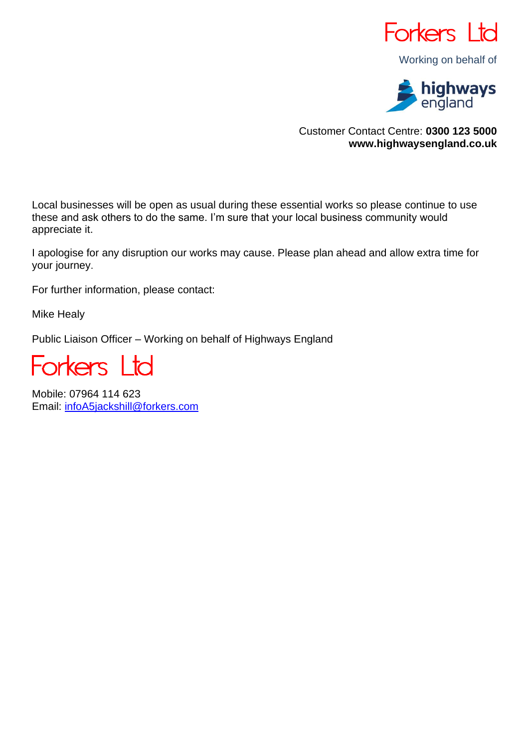Forkers Ltd

Working on behalf of

highways england

Customer Contact Centre: **0300 123 5000**
**www.highwaysengland.co.uk**

Local businesses will be open as usual during these essential works so please continue to use these and ask others to do the same. I'm sure that your local business community would appreciate it.

I apologise for any disruption our works may cause. Please plan ahead and allow extra time for your journey.

For further information, please contact:

Mike Healy

Public Liaison Officer – Working on behalf of Highways England

Forkers Ltd

Mobile: 07964 114 623
Email: infoA5jackshill@forkers.com